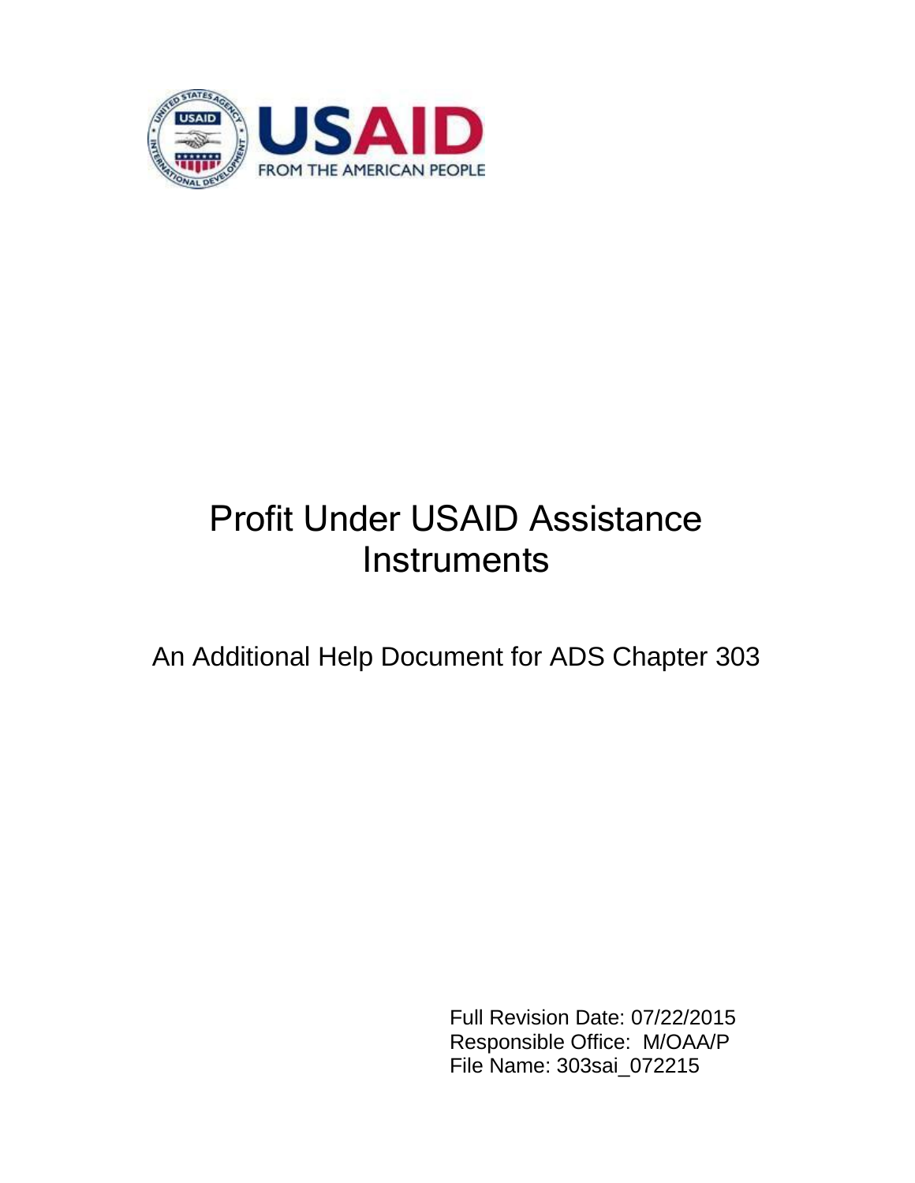# Profit Under USAID Assistance Instruments

## An Additional Help Document for ADS Chapter 303

Full Revision Date: 07/22/2015
Responsible Office: M/OAA/P
File Name: 303sai_072215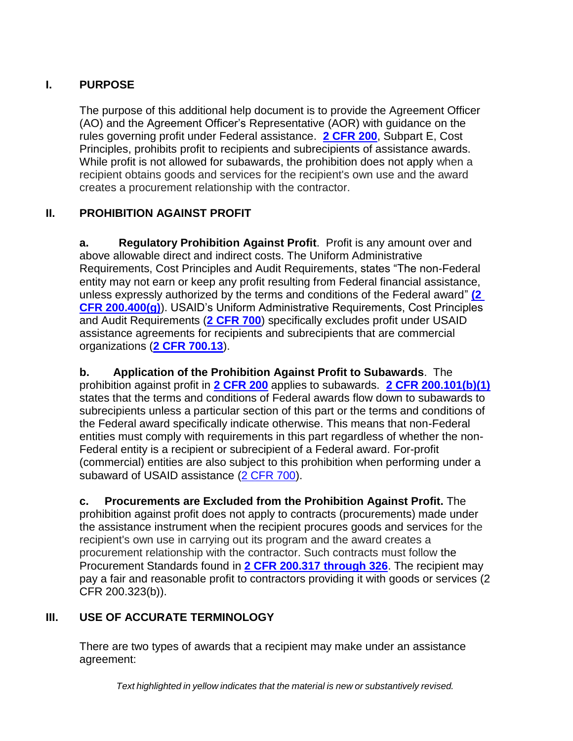## I. PURPOSE

The purpose of this additional help document is to provide the Agreement Officer (AO) and the Agreement Officer's Representative (AOR) with guidance on the rules governing profit under Federal assistance. **2 CFR 200**, Subpart E, Cost Principles, prohibits profit to recipients and subrecipients of assistance awards. While profit is not allowed for subawards, the prohibition does not apply when a recipient obtains goods and services for the recipient's own use and the award creates a procurement relationship with the contractor.

## II. PROHIBITION AGAINST PROFIT

**a. Regulatory Prohibition Against Profit**. Profit is any amount over and above allowable direct and indirect costs. The Uniform Administrative Requirements, Cost Principles and Audit Requirements, states "The non-Federal entity may not earn or keep any profit resulting from Federal financial assistance, unless expressly authorized by the terms and conditions of the Federal award" **(2 CFR 200.400(g))**. USAID's Uniform Administrative Requirements, Cost Principles and Audit Requirements (**2 CFR 700**) specifically excludes profit under USAID assistance agreements for recipients and subrecipients that are commercial organizations (**2 CFR 700.13**).

**b. Application of the Prohibition Against Profit to Subawards**. The prohibition against profit in **2 CFR 200** applies to subawards. **2 CFR 200.101(b)(1)** states that the terms and conditions of Federal awards flow down to subawards to subrecipients unless a particular section of this part or the terms and conditions of the Federal award specifically indicate otherwise. This means that non-Federal entities must comply with requirements in this part regardless of whether the non-Federal entity is a recipient or subrecipient of a Federal award. For-profit (commercial) entities are also subject to this prohibition when performing under a subaward of USAID assistance (2 CFR 700).

**c. Procurements are Excluded from the Prohibition Against Profit.** The prohibition against profit does not apply to contracts (procurements) made under the assistance instrument when the recipient procures goods and services for the recipient's own use in carrying out its program and the award creates a procurement relationship with the contractor. Such contracts must follow the Procurement Standards found in **2 CFR 200.317 through 326**. The recipient may pay a fair and reasonable profit to contractors providing it with goods or services (2 CFR 200.323(b)).

## III. USE OF ACCURATE TERMINOLOGY

There are two types of awards that a recipient may make under an assistance agreement:

*Text highlighted in yellow indicates that the material is new or substantively revised.*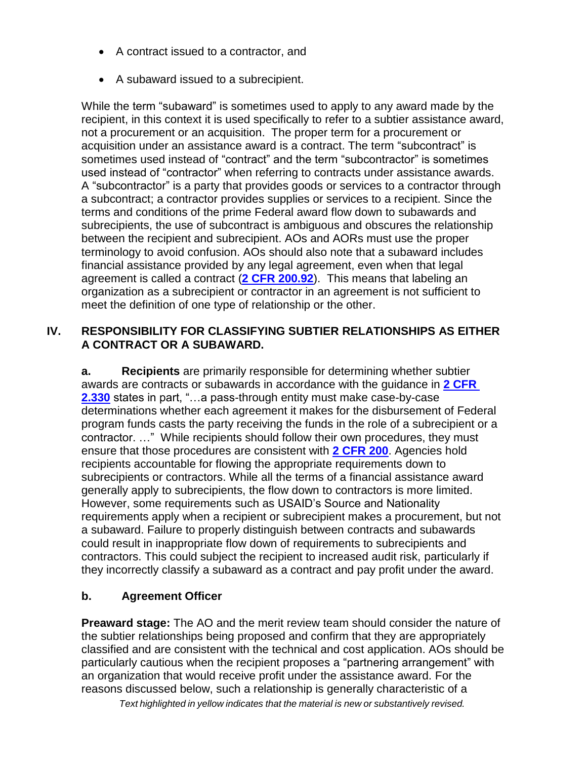- A contract issued to a contractor, and
- A subaward issued to a subrecipient.

While the term "subaward" is sometimes used to apply to any award made by the recipient, in this context it is used specifically to refer to a subtier assistance award, not a procurement or an acquisition. The proper term for a procurement or acquisition under an assistance award is a contract. The term "subcontract" is sometimes used instead of "contract" and the term "subcontractor" is sometimes used instead of "contractor" when referring to contracts under assistance awards. A "subcontractor" is a party that provides goods or services to a contractor through a subcontract; a contractor provides supplies or services to a recipient. Since the terms and conditions of the prime Federal award flow down to subawards and subrecipients, the use of subcontract is ambiguous and obscures the relationship between the recipient and subrecipient. AOs and AORs must use the proper terminology to avoid confusion. AOs should also note that a subaward includes financial assistance provided by any legal agreement, even when that legal agreement is called a contract (**2 CFR 200.92**). This means that labeling an organization as a subrecipient or contractor in an agreement is not sufficient to meet the definition of one type of relationship or the other.

## IV. RESPONSIBILITY FOR CLASSIFYING SUBTIER RELATIONSHIPS AS EITHER A CONTRACT OR A SUBAWARD.

**a. Recipients** are primarily responsible for determining whether subtier awards are contracts or subawards in accordance with the guidance in **2 CFR 2.330** states in part, "…a pass-through entity must make case-by-case determinations whether each agreement it makes for the disbursement of Federal program funds casts the party receiving the funds in the role of a subrecipient or a contractor. …" While recipients should follow their own procedures, they must ensure that those procedures are consistent with **2 CFR 200**. Agencies hold recipients accountable for flowing the appropriate requirements down to subrecipients or contractors. While all the terms of a financial assistance award generally apply to subrecipients, the flow down to contractors is more limited. However, some requirements such as USAID's Source and Nationality requirements apply when a recipient or subrecipient makes a procurement, but not a subaward. Failure to properly distinguish between contracts and subawards could result in inappropriate flow down of requirements to subrecipients and contractors. This could subject the recipient to increased audit risk, particularly if they incorrectly classify a subaward as a contract and pay profit under the award.

**b. Agreement Officer**

**Preaward stage:** The AO and the merit review team should consider the nature of the subtier relationships being proposed and confirm that they are appropriately classified and are consistent with the technical and cost application. AOs should be particularly cautious when the recipient proposes a "partnering arrangement" with an organization that would receive profit under the assistance award. For the reasons discussed below, such a relationship is generally characteristic of a

*Text highlighted in yellow indicates that the material is new or substantively revised.*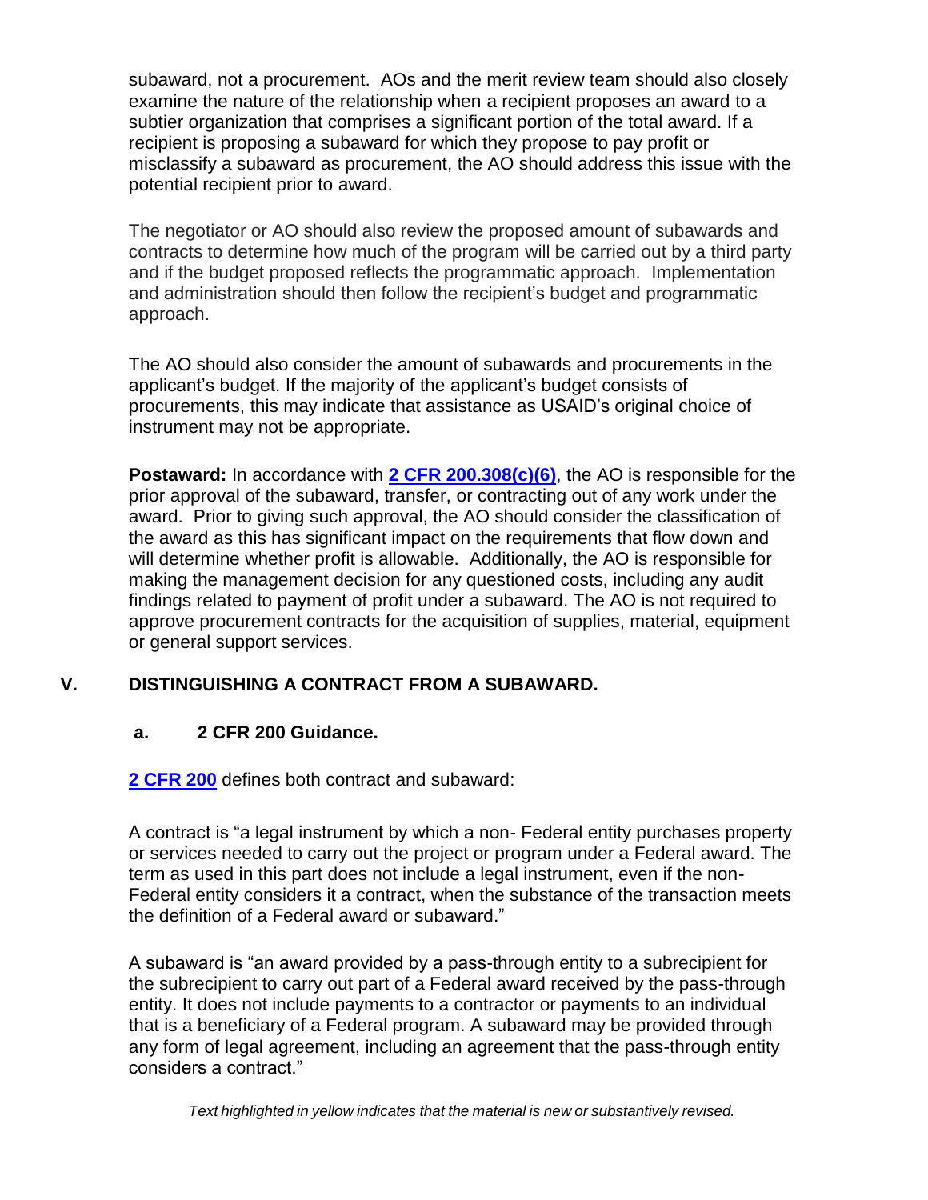subaward, not a procurement. AOs and the merit review team should also closely examine the nature of the relationship when a recipient proposes an award to a subtier organization that comprises a significant portion of the total award. If a recipient is proposing a subaward for which they propose to pay profit or misclassify a subaward as procurement, the AO should address this issue with the potential recipient prior to award.

The negotiator or AO should also review the proposed amount of subawards and contracts to determine how much of the program will be carried out by a third party and if the budget proposed reflects the programmatic approach. Implementation and administration should then follow the recipient's budget and programmatic approach.

The AO should also consider the amount of subawards and procurements in the applicant's budget. If the majority of the applicant's budget consists of procurements, this may indicate that assistance as USAID's original choice of instrument may not be appropriate.

**Postaward:** In accordance with **2 CFR 200.308(c)(6)**, the AO is responsible for the prior approval of the subaward, transfer, or contracting out of any work under the award. Prior to giving such approval, the AO should consider the classification of the award as this has significant impact on the requirements that flow down and will determine whether profit is allowable. Additionally, the AO is responsible for making the management decision for any questioned costs, including any audit findings related to payment of profit under a subaward. The AO is not required to approve procurement contracts for the acquisition of supplies, material, equipment or general support services.

## V. DISTINGUISHING A CONTRACT FROM A SUBAWARD.

### a. 2 CFR 200 Guidance.

**2 CFR 200** defines both contract and subaward:

A contract is "a legal instrument by which a non- Federal entity purchases property or services needed to carry out the project or program under a Federal award. The term as used in this part does not include a legal instrument, even if the non-Federal entity considers it a contract, when the substance of the transaction meets the definition of a Federal award or subaward."

A subaward is "an award provided by a pass-through entity to a subrecipient for the subrecipient to carry out part of a Federal award received by the pass-through entity. It does not include payments to a contractor or payments to an individual that is a beneficiary of a Federal program. A subaward may be provided through any form of legal agreement, including an agreement that the pass-through entity considers a contract."

*Text highlighted in yellow indicates that the material is new or substantively revised.*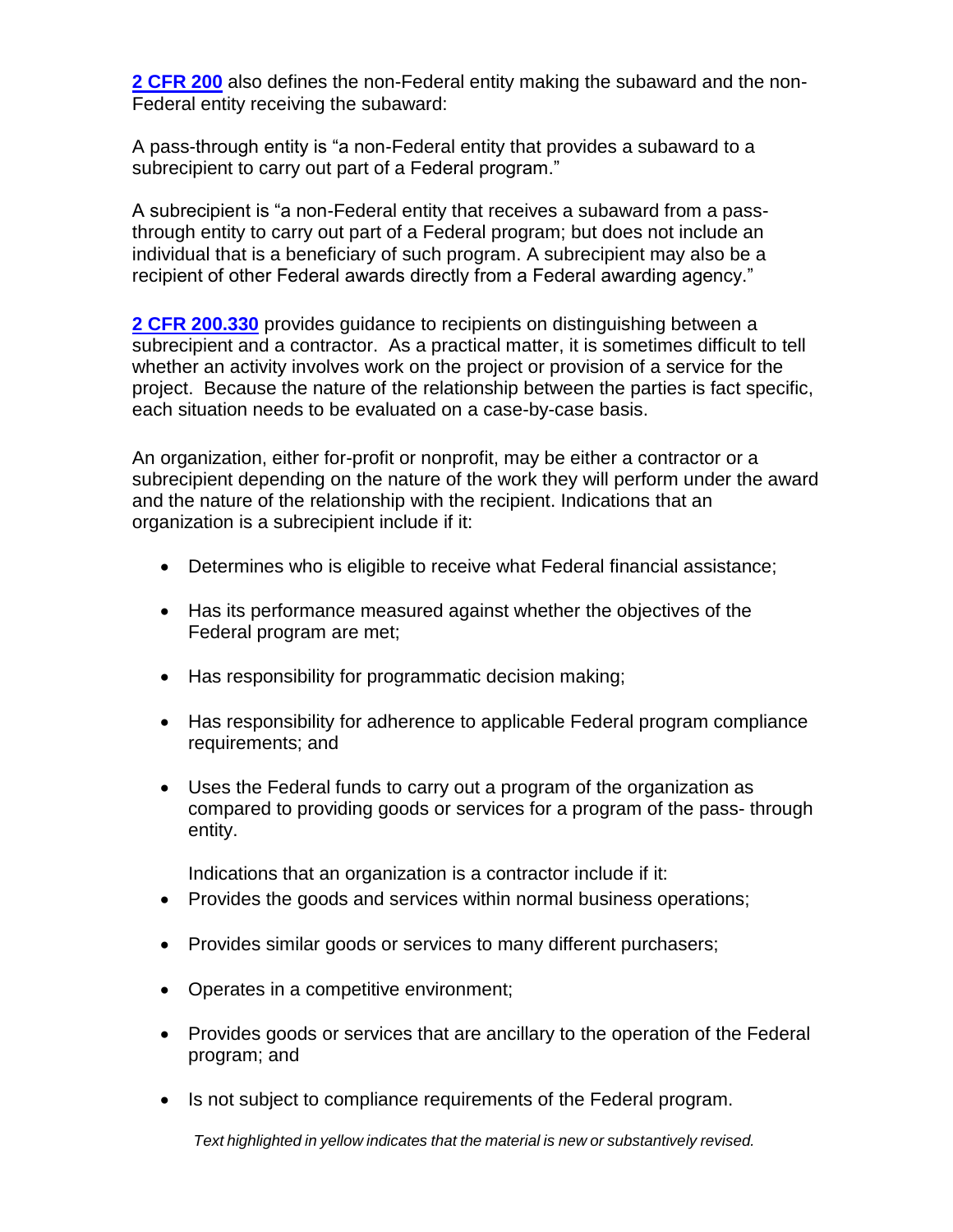**2 CFR 200** also defines the non-Federal entity making the subaward and the non-Federal entity receiving the subaward:

A pass-through entity is "a non-Federal entity that provides a subaward to a subrecipient to carry out part of a Federal program."

A subrecipient is "a non-Federal entity that receives a subaward from a pass-through entity to carry out part of a Federal program; but does not include an individual that is a beneficiary of such program. A subrecipient may also be a recipient of other Federal awards directly from a Federal awarding agency."

**2 CFR 200.330** provides guidance to recipients on distinguishing between a subrecipient and a contractor. As a practical matter, it is sometimes difficult to tell whether an activity involves work on the project or provision of a service for the project. Because the nature of the relationship between the parties is fact specific, each situation needs to be evaluated on a case-by-case basis.

An organization, either for-profit or nonprofit, may be either a contractor or a subrecipient depending on the nature of the work they will perform under the award and the nature of the relationship with the recipient. Indications that an organization is a subrecipient include if it:

- Determines who is eligible to receive what Federal financial assistance;
- Has its performance measured against whether the objectives of the Federal program are met;
- Has responsibility for programmatic decision making;
- Has responsibility for adherence to applicable Federal program compliance requirements; and
- Uses the Federal funds to carry out a program of the organization as compared to providing goods or services for a program of the pass- through entity.

Indications that an organization is a contractor include if it:

- Provides the goods and services within normal business operations;
- Provides similar goods or services to many different purchasers;
- Operates in a competitive environment;
- Provides goods or services that are ancillary to the operation of the Federal program; and
- Is not subject to compliance requirements of the Federal program.

*Text highlighted in yellow indicates that the material is new or substantively revised.*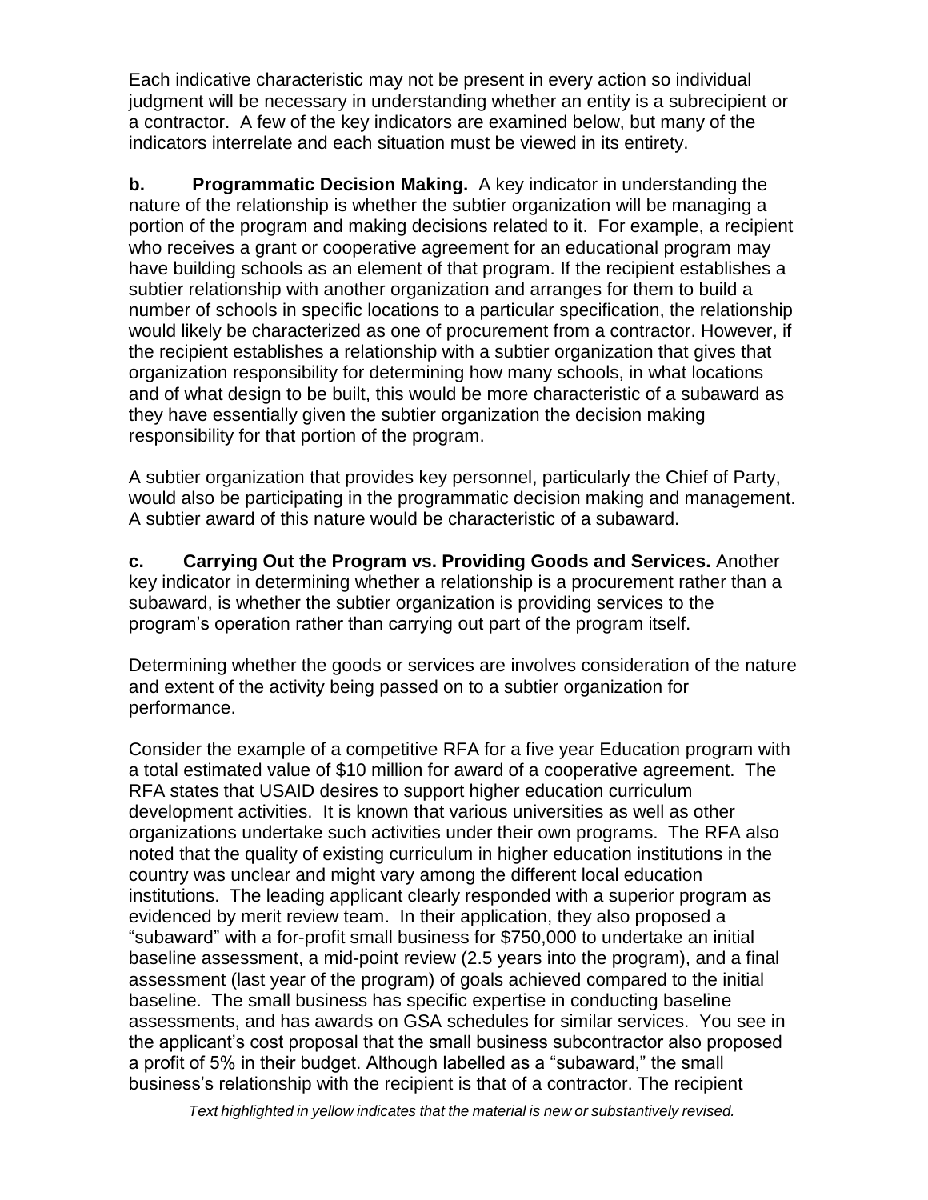Each indicative characteristic may not be present in every action so individual judgment will be necessary in understanding whether an entity is a subrecipient or a contractor. A few of the key indicators are examined below, but many of the indicators interrelate and each situation must be viewed in its entirety.

**b. Programmatic Decision Making.** A key indicator in understanding the nature of the relationship is whether the subtier organization will be managing a portion of the program and making decisions related to it. For example, a recipient who receives a grant or cooperative agreement for an educational program may have building schools as an element of that program. If the recipient establishes a subtier relationship with another organization and arranges for them to build a number of schools in specific locations to a particular specification, the relationship would likely be characterized as one of procurement from a contractor. However, if the recipient establishes a relationship with a subtier organization that gives that organization responsibility for determining how many schools, in what locations and of what design to be built, this would be more characteristic of a subaward as they have essentially given the subtier organization the decision making responsibility for that portion of the program.

A subtier organization that provides key personnel, particularly the Chief of Party, would also be participating in the programmatic decision making and management. A subtier award of this nature would be characteristic of a subaward.

**c. Carrying Out the Program vs. Providing Goods and Services.** Another key indicator in determining whether a relationship is a procurement rather than a subaward, is whether the subtier organization is providing services to the program's operation rather than carrying out part of the program itself.

Determining whether the goods or services are involves consideration of the nature and extent of the activity being passed on to a subtier organization for performance.

Consider the example of a competitive RFA for a five year Education program with a total estimated value of $10 million for award of a cooperative agreement. The RFA states that USAID desires to support higher education curriculum development activities. It is known that various universities as well as other organizations undertake such activities under their own programs. The RFA also noted that the quality of existing curriculum in higher education institutions in the country was unclear and might vary among the different local education institutions. The leading applicant clearly responded with a superior program as evidenced by merit review team. In their application, they also proposed a "subaward" with a for-profit small business for $750,000 to undertake an initial baseline assessment, a mid-point review (2.5 years into the program), and a final assessment (last year of the program) of goals achieved compared to the initial baseline. The small business has specific expertise in conducting baseline assessments, and has awards on GSA schedules for similar services. You see in the applicant's cost proposal that the small business subcontractor also proposed a profit of 5% in their budget. Although labelled as a "subaward," the small business's relationship with the recipient is that of a contractor. The recipient

*Text highlighted in yellow indicates that the material is new or substantively revised.*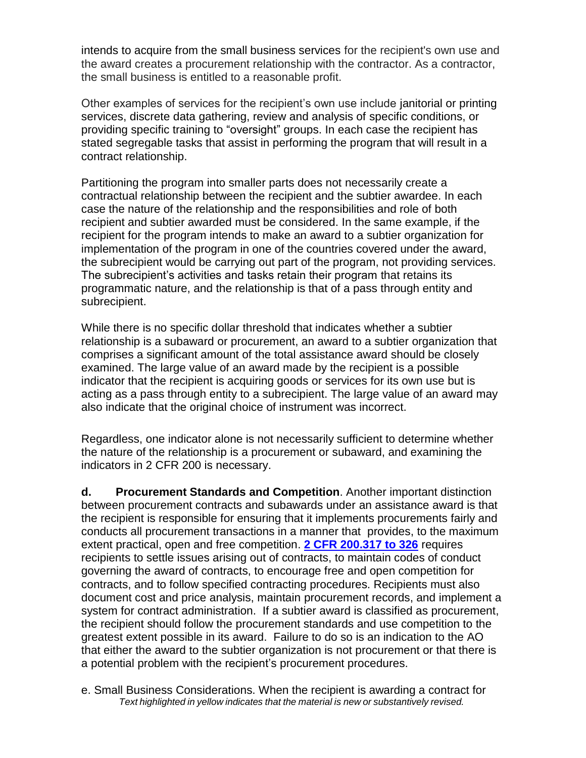intends to acquire from the small business services for the recipient's own use and the award creates a procurement relationship with the contractor. As a contractor, the small business is entitled to a reasonable profit.

Other examples of services for the recipient's own use include janitorial or printing services, discrete data gathering, review and analysis of specific conditions, or providing specific training to "oversight" groups. In each case the recipient has stated segregable tasks that assist in performing the program that will result in a contract relationship.

Partitioning the program into smaller parts does not necessarily create a contractual relationship between the recipient and the subtier awardee. In each case the nature of the relationship and the responsibilities and role of both recipient and subtier awarded must be considered. In the same example, if the recipient for the program intends to make an award to a subtier organization for implementation of the program in one of the countries covered under the award, the subrecipient would be carrying out part of the program, not providing services. The subrecipient's activities and tasks retain their program that retains its programmatic nature, and the relationship is that of a pass through entity and subrecipient.

While there is no specific dollar threshold that indicates whether a subtier relationship is a subaward or procurement, an award to a subtier organization that comprises a significant amount of the total assistance award should be closely examined. The large value of an award made by the recipient is a possible indicator that the recipient is acquiring goods or services for its own use but is acting as a pass through entity to a subrecipient. The large value of an award may also indicate that the original choice of instrument was incorrect.

Regardless, one indicator alone is not necessarily sufficient to determine whether the nature of the relationship is a procurement or subaward, and examining the indicators in 2 CFR 200 is necessary.

**d. Procurement Standards and Competition**. Another important distinction between procurement contracts and subawards under an assistance award is that the recipient is responsible for ensuring that it implements procurements fairly and conducts all procurement transactions in a manner that provides, to the maximum extent practical, open and free competition. **2 CFR 200.317 to 326** requires recipients to settle issues arising out of contracts, to maintain codes of conduct governing the award of contracts, to encourage free and open competition for contracts, and to follow specified contracting procedures. Recipients must also document cost and price analysis, maintain procurement records, and implement a system for contract administration. If a subtier award is classified as procurement, the recipient should follow the procurement standards and use competition to the greatest extent possible in its award. Failure to do so is an indication to the AO that either the award to the subtier organization is not procurement or that there is a potential problem with the recipient's procurement procedures.

e. Small Business Considerations. When the recipient is awarding a contract for

*Text highlighted in yellow indicates that the material is new or substantively revised.*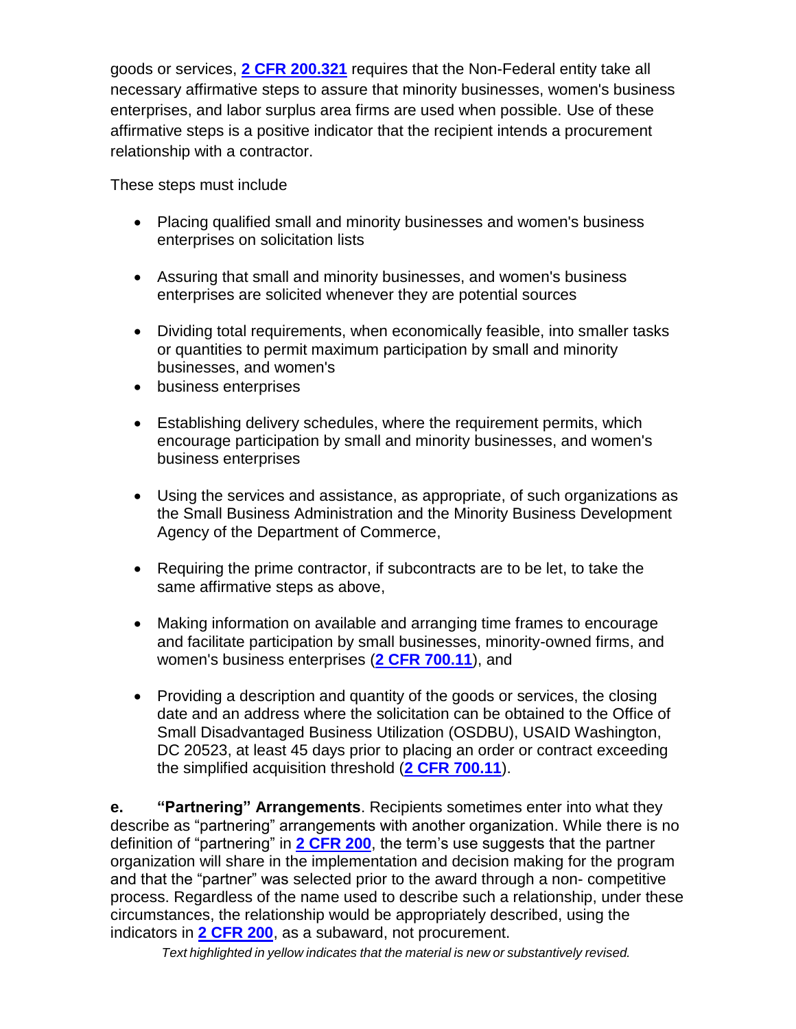goods or services, **2 CFR 200.321** requires that the Non-Federal entity take all necessary affirmative steps to assure that minority businesses, women's business enterprises, and labor surplus area firms are used when possible. Use of these affirmative steps is a positive indicator that the recipient intends a procurement relationship with a contractor.

These steps must include

- Placing qualified small and minority businesses and women's business enterprises on solicitation lists
- Assuring that small and minority businesses, and women's business enterprises are solicited whenever they are potential sources
- Dividing total requirements, when economically feasible, into smaller tasks or quantities to permit maximum participation by small and minority businesses, and women's
- business enterprises
- Establishing delivery schedules, where the requirement permits, which encourage participation by small and minority businesses, and women's business enterprises
- Using the services and assistance, as appropriate, of such organizations as the Small Business Administration and the Minority Business Development Agency of the Department of Commerce,
- Requiring the prime contractor, if subcontracts are to be let, to take the same affirmative steps as above,
- Making information on available and arranging time frames to encourage and facilitate participation by small businesses, minority-owned firms, and women's business enterprises (**2 CFR 700.11**), and
- Providing a description and quantity of the goods or services, the closing date and an address where the solicitation can be obtained to the Office of Small Disadvantaged Business Utilization (OSDBU), USAID Washington, DC 20523, at least 45 days prior to placing an order or contract exceeding the simplified acquisition threshold (**2 CFR 700.11**).

**e. "Partnering" Arrangements**. Recipients sometimes enter into what they describe as "partnering" arrangements with another organization. While there is no definition of "partnering" in **2 CFR 200**, the term's use suggests that the partner organization will share in the implementation and decision making for the program and that the "partner" was selected prior to the award through a non- competitive process. Regardless of the name used to describe such a relationship, under these circumstances, the relationship would be appropriately described, using the indicators in **2 CFR 200**, as a subaward, not procurement.

*Text highlighted in yellow indicates that the material is new or substantively revised.*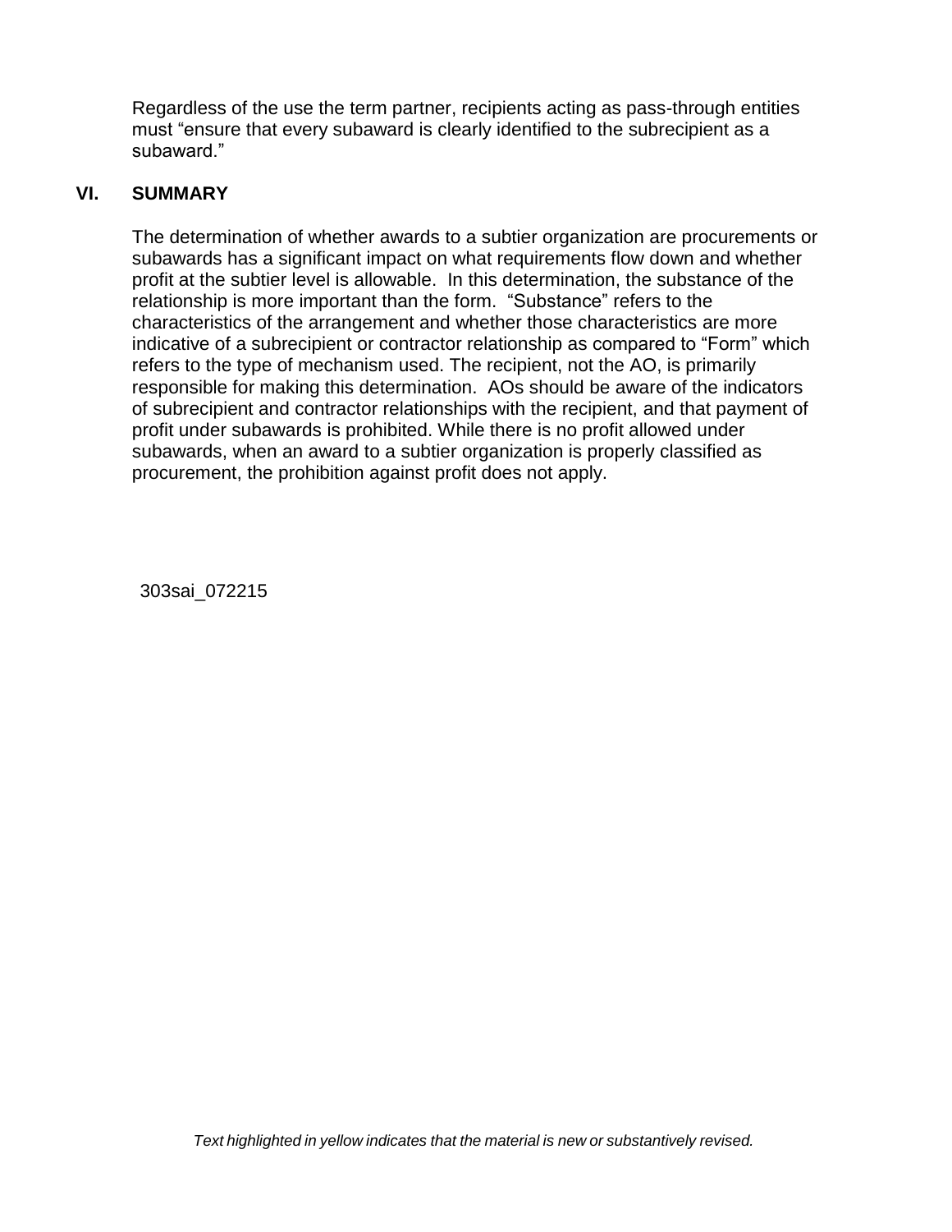Regardless of the use the term partner, recipients acting as pass-through entities must “ensure that every subaward is clearly identified to the subrecipient as a subaward.”

## VI. SUMMARY

The determination of whether awards to a subtier organization are procurements or subawards has a significant impact on what requirements flow down and whether profit at the subtier level is allowable. In this determination, the substance of the relationship is more important than the form. “Substance” refers to the characteristics of the arrangement and whether those characteristics are more indicative of a subrecipient or contractor relationship as compared to “Form” which refers to the type of mechanism used. The recipient, not the AO, is primarily responsible for making this determination. AOs should be aware of the indicators of subrecipient and contractor relationships with the recipient, and that payment of profit under subawards is prohibited. While there is no profit allowed under subawards, when an award to a subtier organization is properly classified as procurement, the prohibition against profit does not apply.

303sai_072215

*Text highlighted in yellow indicates that the material is new or substantively revised.*